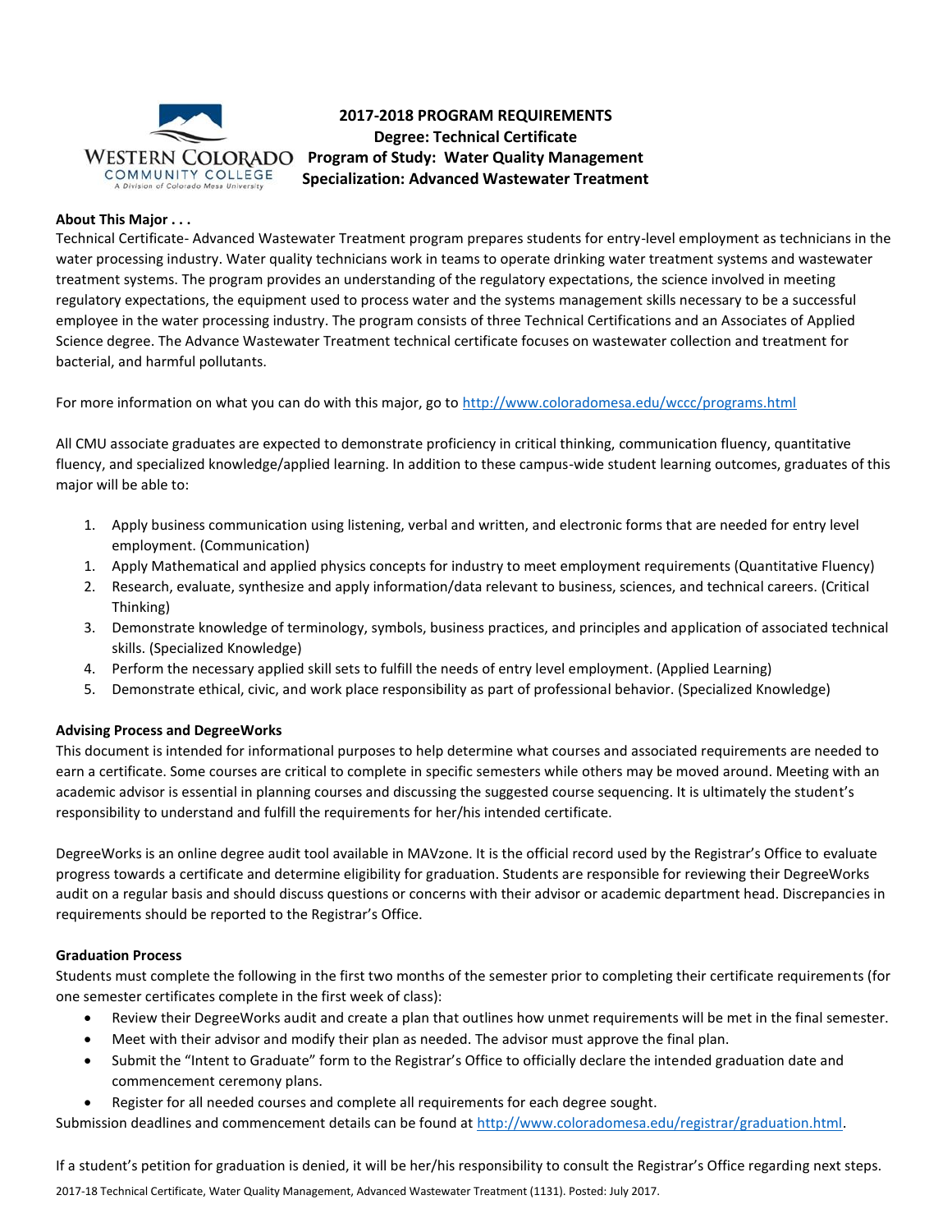# 2017-2018 PROGRAM REQUIREMENTS

## Degree: Technical Certificate

## Program of Study: Water Quality Management

## Specialization: Advanced Wastewater Treatment

**About This Major . . .**

Technical Certificate- Advanced Wastewater Treatment program prepares students for entry-level employment as technicians in the water processing industry. Water quality technicians work in teams to operate drinking water treatment systems and wastewater treatment systems. The program provides an understanding of the regulatory expectations, the science involved in meeting regulatory expectations, the equipment used to process water and the systems management skills necessary to be a successful employee in the water processing industry. The program consists of three Technical Certifications and an Associates of Applied Science degree. The Advance Wastewater Treatment technical certificate focuses on wastewater collection and treatment for bacterial, and harmful pollutants.

For more information on what you can do with this major, go to http://www.coloradomesa.edu/wccc/programs.html

All CMU associate graduates are expected to demonstrate proficiency in critical thinking, communication fluency, quantitative fluency, and specialized knowledge/applied learning. In addition to these campus-wide student learning outcomes, graduates of this major will be able to:

1. Apply business communication using listening, verbal and written, and electronic forms that are needed for entry level employment. (Communication)
1. Apply Mathematical and applied physics concepts for industry to meet employment requirements (Quantitative Fluency)
2. Research, evaluate, synthesize and apply information/data relevant to business, sciences, and technical careers. (Critical Thinking)
3. Demonstrate knowledge of terminology, symbols, business practices, and principles and application of associated technical skills. (Specialized Knowledge)
4. Perform the necessary applied skill sets to fulfill the needs of entry level employment. (Applied Learning)
5. Demonstrate ethical, civic, and work place responsibility as part of professional behavior. (Specialized Knowledge)

**Advising Process and DegreeWorks**

This document is intended for informational purposes to help determine what courses and associated requirements are needed to earn a certificate. Some courses are critical to complete in specific semesters while others may be moved around. Meeting with an academic advisor is essential in planning courses and discussing the suggested course sequencing. It is ultimately the student's responsibility to understand and fulfill the requirements for her/his intended certificate.

DegreeWorks is an online degree audit tool available in MAVzone. It is the official record used by the Registrar's Office to evaluate progress towards a certificate and determine eligibility for graduation. Students are responsible for reviewing their DegreeWorks audit on a regular basis and should discuss questions or concerns with their advisor or academic department head. Discrepancies in requirements should be reported to the Registrar's Office.

**Graduation Process**

Students must complete the following in the first two months of the semester prior to completing their certificate requirements (for one semester certificates complete in the first week of class):

- Review their DegreeWorks audit and create a plan that outlines how unmet requirements will be met in the final semester.
- Meet with their advisor and modify their plan as needed. The advisor must approve the final plan.
- Submit the "Intent to Graduate" form to the Registrar's Office to officially declare the intended graduation date and commencement ceremony plans.
- Register for all needed courses and complete all requirements for each degree sought.

Submission deadlines and commencement details can be found at http://www.coloradomesa.edu/registrar/graduation.html.

If a student's petition for graduation is denied, it will be her/his responsibility to consult the Registrar's Office regarding next steps.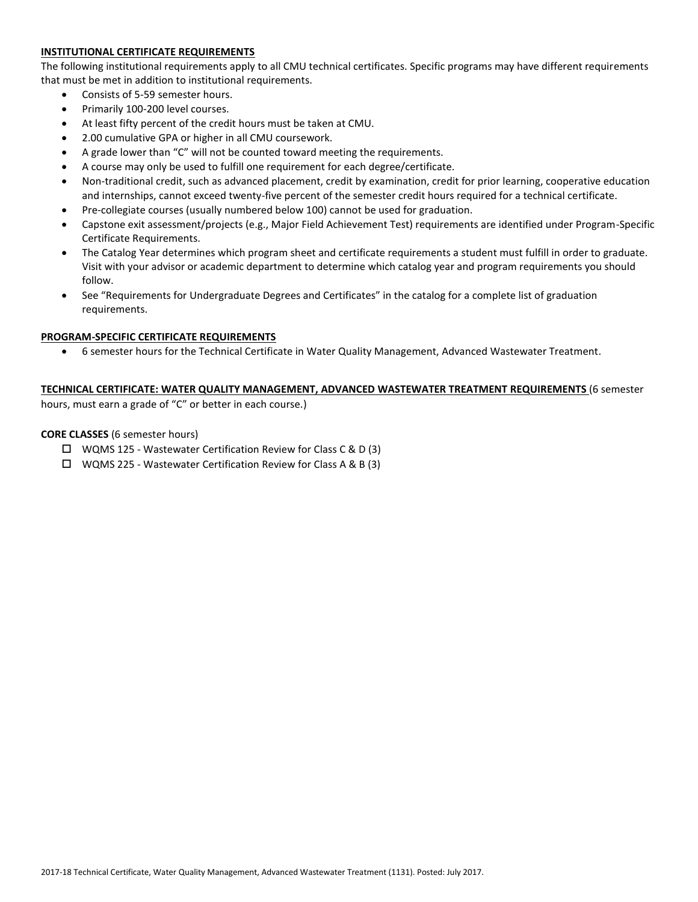**INSTITUTIONAL CERTIFICATE REQUIREMENTS**

The following institutional requirements apply to all CMU technical certificates. Specific programs may have different requirements that must be met in addition to institutional requirements.

- Consists of 5-59 semester hours.
- Primarily 100-200 level courses.
- At least fifty percent of the credit hours must be taken at CMU.
- 2.00 cumulative GPA or higher in all CMU coursework.
- A grade lower than "C" will not be counted toward meeting the requirements.
- A course may only be used to fulfill one requirement for each degree/certificate.
- Non-traditional credit, such as advanced placement, credit by examination, credit for prior learning, cooperative education and internships, cannot exceed twenty-five percent of the semester credit hours required for a technical certificate.
- Pre-collegiate courses (usually numbered below 100) cannot be used for graduation.
- Capstone exit assessment/projects (e.g., Major Field Achievement Test) requirements are identified under Program-Specific Certificate Requirements.
- The Catalog Year determines which program sheet and certificate requirements a student must fulfill in order to graduate. Visit with your advisor or academic department to determine which catalog year and program requirements you should follow.
- See "Requirements for Undergraduate Degrees and Certificates" in the catalog for a complete list of graduation requirements.

**PROGRAM-SPECIFIC CERTIFICATE REQUIREMENTS**

- 6 semester hours for the Technical Certificate in Water Quality Management, Advanced Wastewater Treatment.

**TECHNICAL CERTIFICATE: WATER QUALITY MANAGEMENT, ADVANCED WASTEWATER TREATMENT REQUIREMENTS** (6 semester hours, must earn a grade of "C" or better in each course.)

**CORE CLASSES** (6 semester hours)

- ☐ WQMS 125 - Wastewater Certification Review for Class C & D (3)
- ☐ WQMS 225 - Wastewater Certification Review for Class A & B (3)

2017-18 Technical Certificate, Water Quality Management, Advanced Wastewater Treatment (1131). Posted: July 2017.